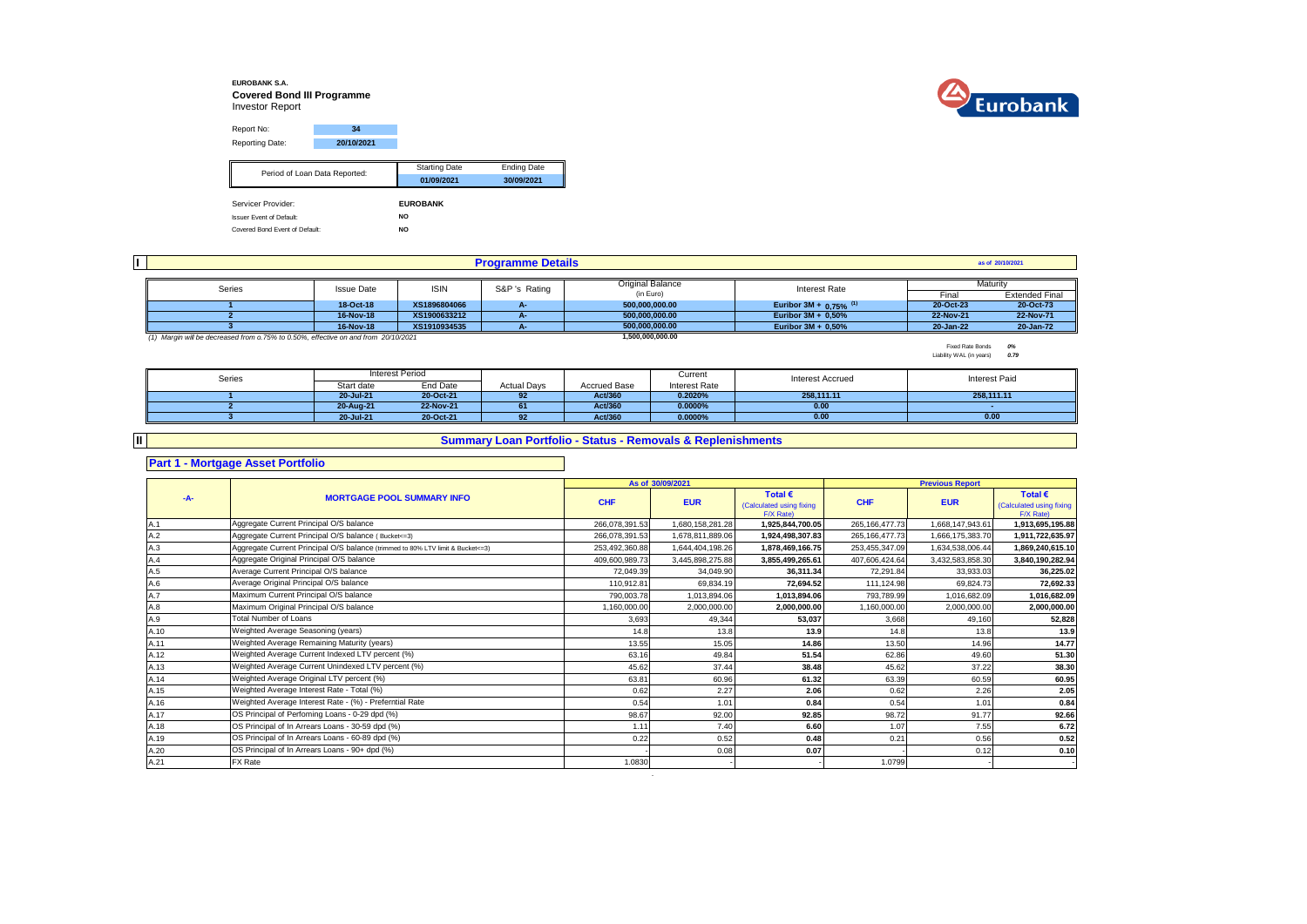**EUROBANK S.A.**
**Covered Bond III Programme**
Investor Report

| Report No: | 34 |
|---|---|
| Reporting Date: | 20/10/2021 |

| Period of Loan Data Reported: | Starting Date | Ending Date |
|---|---|---|
| | 01/09/2021 | 30/09/2021 |

| Servicer Provider: | EUROBANK |
|---|---|
| Issuer Event of Default: | NO |
| Covered Bond Event of Default: | NO |

## I Programme Details

as of 20/10/2021

| Series | Issue Date | ISIN | S&P 's Rating | Original Balance (in Euro) | Interest Rate | Maturity Final | Maturity Extended Final |
|---|---|---|---|---|---|---|---|
| 1 | 18-Oct-18 | XS1896804066 | A- | 500,000,000.00 | Euribor 3M + 0,75% (1) | 20-Oct-23 | 20-Oct-73 |
| 2 | 16-Nov-18 | XS1900633212 | A- | 500,000,000.00 | Euribor 3M + 0,50% | 22-Nov-21 | 22-Nov-71 |
| 3 | 16-Nov-18 | XS1910934535 | A- | 500,000,000.00 | Euribor 3M + 0,50% | 20-Jan-22 | 20-Jan-72 |
| | | | | 1,500,000,000.00 | | | |

(1) Margin will be decreased from o.75% to 0.50%, effective on and from 20/10/2021

Fixed Rate Bonds *0%*
Liability WAL (in years) *0.79*

| Series | Interest Period Start date | Interest Period End Date | Actual Days | Accrued Base | Current Interest Rate | Interest Accrued | Interest Paid |
|---|---|---|---|---|---|---|---|
| 1 | 20-Jul-21 | 20-Oct-21 | 92 | Act/360 | 0.2020% | 258,111.11 | 258,111.11 |
| 2 | 20-Aug-21 | 22-Nov-21 | 61 | Act/360 | 0.0000% | 0.00 | - |
| 3 | 20-Jul-21 | 20-Oct-21 | 92 | Act/360 | 0.0000% | 0.00 | 0.00 |

## II Summary Loan Portfolio - Status - Removals & Replenishments

### Part 1 - Mortgage Asset Portfolio

| -A- | MORTGAGE POOL SUMMARY INFO | As of 30/09/2021 CHF | As of 30/09/2021 EUR | As of 30/09/2021 Total € (Calculated using fixing F/X Rate) | Previous Report CHF | Previous Report EUR | Previous Report Total € (Calculated using fixing F/X Rate) |
|---|---|---|---|---|---|---|---|
| A.1 | Aggregate Current Principal O/S balance | 266,078,391.53 | 1,680,158,281.28 | 1,925,844,700.05 | 265,166,477.73 | 1,668,147,943.61 | 1,913,695,195.88 |
| A.2 | Aggregate Current Principal O/S balance ( Bucket<=3) | 266,078,391.53 | 1,678,811,889.06 | 1,924,498,307.83 | 265,166,477.73 | 1,666,175,383.70 | 1,911,722,635.97 |
| A.3 | Aggregate Current Principal O/S balance (trimmed to 80% LTV limit & Bucket<=3) | 253,492,360.88 | 1,644,404,198.26 | 1,878,469,166.75 | 253,455,347.09 | 1,634,538,006.44 | 1,869,240,615.10 |
| A.4 | Aggregate Original Principal O/S balance | 409,600,989.73 | 3,445,898,275.88 | 3,855,499,265.61 | 407,606,424.64 | 3,432,583,858.30 | 3,840,190,282.94 |
| A.5 | Average Current Principal O/S balance | 72,049.39 | 34,049.90 | 36,311.34 | 72,291.84 | 33,933.03 | 36,225.02 |
| A.6 | Average Original Principal O/S balance | 110,912.81 | 69,834.19 | 72,694.52 | 111,124.98 | 69,824.73 | 72,692.33 |
| A.7 | Maximum Current Principal O/S balance | 790,003.78 | 1,013,894.06 | 1,013,894.06 | 793,789.99 | 1,016,682.09 | 1,016,682.09 |
| A.8 | Maximum Original Principal O/S balance | 1,160,000.00 | 2,000,000.00 | 2,000,000.00 | 1,160,000.00 | 2,000,000.00 | 2,000,000.00 |
| A.9 | Total Number of Loans | 3,693 | 49,344 | 53,037 | 3,668 | 49,160 | 52,828 |
| A.10 | Weighted Average Seasoning (years) | 14.8 | 13.8 | 13.9 | 14.8 | 13.8 | 13.9 |
| A.11 | Weighted Average Remaining Maturity (years) | 13.55 | 15.05 | 14.86 | 13.50 | 14.96 | 14.77 |
| A.12 | Weighted Average Current Indexed LTV percent (%) | 63.16 | 49.84 | 51.54 | 62.86 | 49.60 | 51.30 |
| A.13 | Weighted Average Current Unindexed LTV percent (%) | 45.62 | 37.44 | 38.48 | 45.62 | 37.22 | 38.30 |
| A.14 | Weighted Average Original LTV percent (%) | 63.81 | 60.96 | 61.32 | 63.39 | 60.59 | 60.95 |
| A.15 | Weighted Average Interest Rate - Total (%) | 0.62 | 2.27 | 2.06 | 0.62 | 2.26 | 2.05 |
| A.16 | Weighted Average Interest Rate - (%) - Preferntial Rate | 0.54 | 1.01 | 0.84 | 0.54 | 1.01 | 0.84 |
| A.17 | OS Principal of Perfoming Loans - 0-29 dpd (%) | 98.67 | 92.00 | 92.85 | 98.72 | 91.77 | 92.66 |
| A.18 | OS Principal of In Arrears Loans - 30-59 dpd (%) | 1.11 | 7.40 | 6.60 | 1.07 | 7.55 | 6.72 |
| A.19 | OS Principal of In Arrears Loans - 60-89 dpd (%) | 0.22 | 0.52 | 0.48 | 0.21 | 0.56 | 0.52 |
| A.20 | OS Principal of In Arrears Loans - 90+ dpd (%) | - | 0.08 | 0.07 | - | 0.12 | 0.10 |
| A.21 | FX Rate | 1.0830 | - | - | 1.0799 | - | - |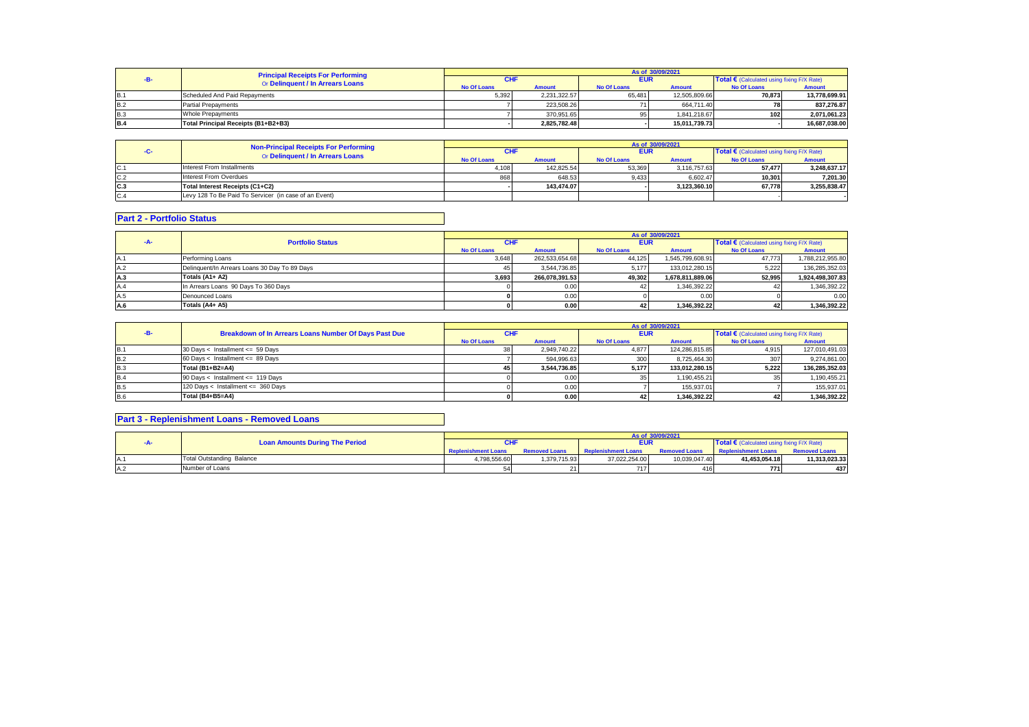| -B- | Principal Receipts For Performing Or Delinquent / In Arrears Loans | As of 30/09/2021 | | | | | |
|---|---|---|---|---|---|---|---|
| | | CHF | | EUR | | Total € (Calculated using fixing F/X Rate) | |
| | | No Of Loans | Amount | No Of Loans | Amount | No Of Loans | Amount |
| B.1 | Scheduled And Paid Repayments | 5,392 | 2,231,322.57 | 65,481 | 12,505,809.66 | 70,873 | 13,778,699.91 |
| B.2 | Partial Prepayments | 7 | 223,508.26 | 71 | 664,711.40 | 78 | 837,276.87 |
| B.3 | Whole Prepayments | 7 | 370,951.65 | 95 | 1,841,218.67 | 102 | 2,071,061.23 |
| B.4 | Total Principal Receipts (B1+B2+B3) | - | 2,825,782.48 | - | 15,011,739.73 | - | 16,687,038.00 |

| -C- | Non-Principal Receipts For Performing Or Delinquent / In Arrears Loans | As of 30/09/2021 | | | | | |
|---|---|---|---|---|---|---|---|
| | | CHF | | EUR | | Total € (Calculated using fixing F/X Rate) | |
| | | No Of Loans | Amount | No Of Loans | Amount | No Of Loans | Amount |
| C.1 | Interest From Installments | 4,108 | 142,825.54 | 53,369 | 3,116,757.63 | 57,477 | 3,248,637.17 |
| C.2 | Interest From Overdues | 868 | 648.53 | 9,433 | 6,602.47 | 10,301 | 7,201.30 |
| C.3 | Total Interest Receipts (C1+C2) | - | 143,474.07 | - | 3,123,360.10 | 67,778 | 3,255,838.47 |
| C.4 | Levy 128 To Be Paid To Servicer (in case of an Event) | | | | | - | - |

## Part 2 - Portfolio Status

| -A- | Portfolio Status | As of 30/09/2021 | | | | | |
|---|---|---|---|---|---|---|---|
| | | CHF | | EUR | | Total € (Calculated using fixing F/X Rate) | |
| | | No Of Loans | Amount | No Of Loans | Amount | No Of Loans | Amount |
| A.1 | Performing Loans | 3,648 | 262,533,654.68 | 44,125 | 1,545,799,608.91 | 47,773 | 1,788,212,955.80 |
| A.2 | Delinquent/In Arrears Loans 30 Day To 89 Days | 45 | 3,544,736.85 | 5,177 | 133,012,280.15 | 5,222 | 136,285,352.03 |
| A.3 | Totals (A1+ A2) | 3,693 | 266,078,391.53 | 49,302 | 1,678,811,889.06 | 52,995 | 1,924,498,307.83 |
| A.4 | In Arrears Loans 90 Days To 360 Days | 0 | 0.00 | 42 | 1,346,392.22 | 42 | 1,346,392.22 |
| A.5 | Denounced Loans | 0 | 0.00 | 0 | 0.00 | 0 | 0.00 |
| A.6 | Totals (A4+ A5) | 0 | 0.00 | 42 | 1,346,392.22 | 42 | 1,346,392.22 |

| -B- | Breakdown of In Arrears Loans Number Of Days Past Due | As of 30/09/2021 | | | | | |
|---|---|---|---|---|---|---|---|
| | | CHF | | EUR | | Total € (Calculated using fixing F/X Rate) | |
| | | No Of Loans | Amount | No Of Loans | Amount | No Of Loans | Amount |
| B.1 | 30 Days < Installment <= 59 Days | 38 | 2,949,740.22 | 4,877 | 124,286,815.85 | 4,915 | 127,010,491.03 |
| B.2 | 60 Days < Installment <= 89 Days | 7 | 594,996.63 | 300 | 8,725,464.30 | 307 | 9,274,861.00 |
| B.3 | Total (B1+B2=A4) | 45 | 3,544,736.85 | 5,177 | 133,012,280.15 | 5,222 | 136,285,352.03 |
| B.4 | 90 Days < Installment <= 119 Days | 0 | 0.00 | 35 | 1,190,455.21 | 35 | 1,190,455.21 |
| B.5 | 120 Days < Installment <= 360 Days | 0 | 0.00 | 7 | 155,937.01 | 7 | 155,937.01 |
| B.6 | Total (B4+B5=A4) | 0 | 0.00 | 42 | 1,346,392.22 | 42 | 1,346,392.22 |

## Part 3 - Replenishment Loans - Removed Loans

| -A- | Loan Amounts During The Period | As of 30/09/2021 | | | | | |
|---|---|---|---|---|---|---|---|
| | | CHF | | EUR | | Total € (Calculated using fixing F/X Rate) | |
| | | Replenishment Loans | Removed Loans | Replenishment Loans | Removed Loans | Replenishment Loans | Removed Loans |
| A.1 | Total Outstanding Balance | 4,798,556.60 | 1,379,715.93 | 37,022,254.00 | 10,039,047.40 | 41,453,054.18 | 11,313,023.33 |
| A.2 | Number of Loans | 54 | 21 | 717 | 416 | 771 | 437 |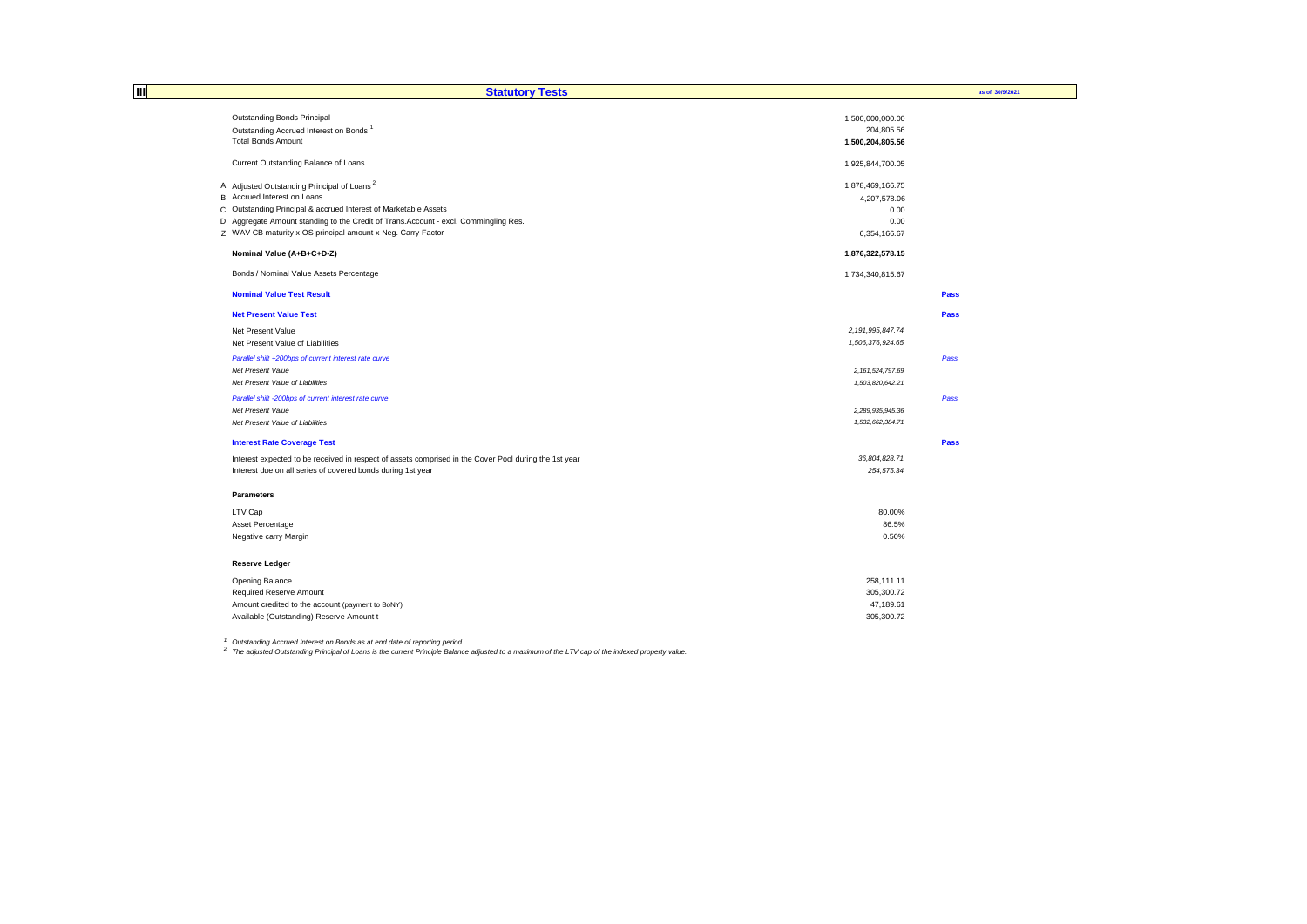## III Statutory Tests

as of 30/9/2021

| | | |
|---|---|---|
| Outstanding Bonds Principal | 1,500,000,000.00 | |
| Outstanding Accrued Interest on Bonds [1] | 204,805.56 | |
| Total Bonds Amount | **1,500,204,805.56** | |
| | | |
| Current Outstanding Balance of Loans | 1,925,844,700.05 | |
| | | |
| A. Adjusted Outstanding Principal of Loans [2] | 1,878,469,166.75 | |
| B. Accrued Interest on Loans | 4,207,578.06 | |
| C. Outstanding Principal & accrued Interest of Marketable Assets | 0.00 | |
| D. Aggregate Amount standing to the Credit of Trans.Account - excl. Commingling Res. | 0.00 | |
| Z. WAV CB maturity x OS principal amount x Neg. Carry Factor | 6,354,166.67 | |
| | | |
| **Nominal Value (A+B+C+D-Z)** | **1,876,322,578.15** | |
| | | |
| Bonds / Nominal Value Assets Percentage | 1,734,340,815.67 | |
| | | |
| **Nominal Value Test Result** | | **Pass** |
| | | |
| **Net Present Value Test** | | **Pass** |
| Net Present Value | *2,191,995,847.74* | |
| Net Present Value of Liabilities | *1,506,376,924.65* | |
| *Parallel shift +200bps of current interest rate curve* | | *Pass* |
| *Net Present Value* | *2,161,524,797.69* | |
| *Net Present Value of Liabilities* | *1,503,820,642.21* | |
| *Parallel shift -200bps of current interest rate curve* | | *Pass* |
| *Net Present Value* | *2,289,935,945.36* | |
| *Net Present Value of Liabilities* | *1,532,662,384.71* | |
| | | |
| **Interest Rate Coverage Test** | | **Pass** |
| Interest expected to be received in respect of assets comprised in the Cover Pool during the 1st year | *36,804,828.71* | |
| Interest due on all series of covered bonds during 1st year | *254,575.34* | |

**Parameters**

| | |
|---|---|
| LTV Cap | 80.00% |
| Asset Percentage | 86.5% |
| Negative carry Margin | 0.50% |

**Reserve Ledger**

| | |
|---|---|
| Opening Balance | 258,111.11 |
| Required Reserve Amount | 305,300.72 |
| Amount credited to the account (payment to BoNY) | 47,189.61 |
| Available (Outstanding) Reserve Amount t | 305,300.72 |

[1] *Outstanding Accrued Interest on Bonds as at end date of reporting period*

[2] *The adjusted Outstanding Principal of Loans is the current Principle Balance adjusted to a maximum of the LTV cap of the indexed property value.*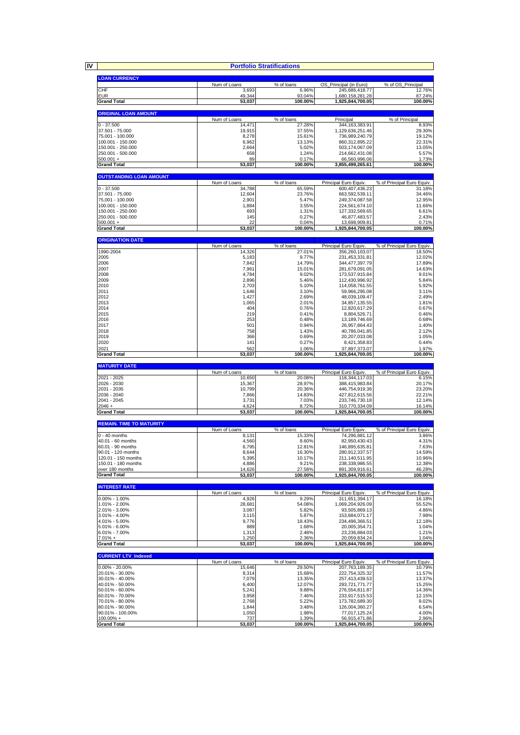# IV Portfolio Stratifications

## LOAN CURRENCY

| LOAN CURRENCY | Num of Loans | % of loans | OS_Principal (in Euro) | % of OS_Principal |
|---|---|---|---|---|
| CHF | 3,693 | 6.96% | 245,686,418.77 | 12.76% |
| EUR | 49,344 | 93.04% | 1,680,158,281.28 | 87.24% |
| **Grand Total** | **53,037** | **100.00%** | **1,925,844,700.05** | **100.00%** |

## ORIGINAL LOAN AMOUNT

| ORIGINAL LOAN AMOUNT | Num of Loans | % of loans | Principal | % of Principal |
|---|---|---|---|---|
| 0 - 37.500 | 14,471 | 27.28% | 344,163,383.91 | 8.93% |
| 37.501 - 75.000 | 19,915 | 37.55% | 1,129,636,251.46 | 29.30% |
| 75.001 - 100.000 | 8,278 | 15.61% | 736,989,240.79 | 19.12% |
| 100.001 - 150.000 | 6,962 | 13.13% | 860,312,895.22 | 22.31% |
| 150.001 - 250.000 | 2,664 | 5.02% | 503,174,067.09 | 13.05% |
| 250.001 - 500.000 | 658 | 1.24% | 214,662,431.08 | 5.57% |
| 500.001 + | 89 | 0.17% | 66,560,996.06 | 1.73% |
| **Grand Total** | **53,037** | **100.00%** | **3,855,499,265.61** | **100.00%** |

## OUTSTANDING LOAN AMOUNT

| OUTSTANDING LOAN AMOUNT | Num of Loans | % of loans | Principal Euro Equiv. | % of Principal Euro Equiv. |
|---|---|---|---|---|
| 0 - 37.500 | 34,788 | 65.59% | 600,407,436.23 | 31.18% |
| 37.501 - 75.000 | 12,604 | 23.76% | 663,592,539.11 | 34.46% |
| 75.001 - 100.000 | 2,901 | 5.47% | 249,374,087.58 | 12.95% |
| 100.001 - 150.000 | 1,884 | 3.55% | 224,561,674.10 | 11.66% |
| 150.001 - 250.000 | 693 | 1.31% | 127,332,569.65 | 6.61% |
| 250.001 - 500.000 | 145 | 0.27% | 46,877,483.57 | 2.43% |
| 500.001 + | 22 | 0.04% | 13,698,909.81 | 0.71% |
| **Grand Total** | **53,037** | **100.00%** | **1,925,844,700.05** | **100.00%** |

## ORIGINATION DATE

| ORIGINATION DATE | Num of Loans | % of loans | Principal Euro Equiv. | % of Principal Euro Equiv. |
|---|---|---|---|---|
| 1990-2004 | 14,326 | 27.01% | 356,260,103.07 | 18.50% |
| 2005 | 5,183 | 9.77% | 231,453,331.81 | 12.02% |
| 2006 | 7,842 | 14.79% | 344,477,397.79 | 17.89% |
| 2007 | 7,961 | 15.01% | 281,679,091.05 | 14.63% |
| 2008 | 4,784 | 9.02% | 173,537,915.84 | 9.01% |
| 2009 | 2,896 | 5.46% | 112,430,996.92 | 5.84% |
| 2010 | 2,703 | 5.10% | 114,058,761.55 | 5.92% |
| 2011 | 1,646 | 3.10% | 59,966,295.08 | 3.11% |
| 2012 | 1,427 | 2.69% | 48,039,109.47 | 2.49% |
| 2013 | 1,065 | 2.01% | 34,857,135.55 | 1.81% |
| 2014 | 404 | 0.76% | 12,820,617.29 | 0.67% |
| 2015 | 219 | 0.41% | 8,804,526.71 | 0.46% |
| 2016 | 253 | 0.48% | 13,189,746.69 | 0.68% |
| 2017 | 501 | 0.94% | 26,957,864.43 | 1.40% |
| 2018 | 758 | 1.43% | 40,786,041.85 | 2.12% |
| 2019 | 366 | 0.69% | 20,207,033.08 | 1.05% |
| 2020 | 141 | 0.27% | 8,421,358.83 | 0.44% |
| 2021 | 562 | 1.06% | 37,897,373.07 | 1.97% |
| **Grand Total** | **53,037** | **100.00%** | **1,925,844,700.05** | **100.00%** |

## MATURITY DATE

| MATURITY DATE | Num of Loans | % of loans | Principal Euro Equiv. | % of Principal Euro Equiv. |
|---|---|---|---|---|
| 2021 - 2025 | 10,650 | 20.08% | 118,344,117.03 | 6.15% |
| 2026 - 2030 | 15,367 | 28.97% | 388,415,983.84 | 20.17% |
| 2031 - 2035 | 10,799 | 20.36% | 446,754,919.36 | 23.20% |
| 2036 - 2040 | 7,866 | 14.83% | 427,812,615.56 | 22.21% |
| 2041 - 2045 | 3,731 | 7.03% | 233,746,730.18 | 12.14% |
| 2046 + | 4,624 | 8.72% | 310,770,334.09 | 16.14% |
| **Grand Total** | **53,037** | **100.00%** | **1,925,844,700.05** | **100.00%** |

## REMAIN. TIME TO MATURITY

| REMAIN. TIME TO MATURITY | Num of Loans | % of loans | Principal Euro Equiv. | % of Principal Euro Equiv. |
|---|---|---|---|---|
| 0 - 40 months | 8,131 | 15.33% | 74,296,881.12 | 3.86% |
| 40.01 - 60 months | 4,560 | 8.60% | 82,950,430.43 | 4.31% |
| 60.01 - 90 months | 6,795 | 12.81% | 146,895,635.81 | 7.63% |
| 90.01 - 120 months | 8,644 | 16.30% | 280,912,337.57 | 14.59% |
| 120.01 - 150 months | 5,395 | 10.17% | 211,140,511.95 | 10.96% |
| 150.01 - 180 months | 4,886 | 9.21% | 238,338,986.55 | 12.38% |
| over 180 months | 14,626 | 27.58% | 891,309,916.61 | 46.28% |
| **Grand Total** | **53,037** | **100.00%** | **1,925,844,700.05** | **100.00%** |

## INTEREST RATE

| INTEREST RATE | Num of Loans | % of loans | Principal Euro Equiv. | % of Principal Euro Equiv. |
|---|---|---|---|---|
| 0.00% - 1.00% | 4,926 | 9.29% | 311,651,394.17 | 16.18% |
| 1.01% - 2.00% | 28,681 | 54.08% | 1,069,204,926.09 | 55.52% |
| 2.01% - 3.00% | 3,087 | 5.82% | 93,505,869.13 | 4.86% |
| 3.01% - 4.00% | 3,115 | 5.87% | 153,684,071.17 | 7.98% |
| 4.01% - 5.00% | 9,776 | 18.43% | 234,496,366.51 | 12.18% |
| 5.01% - 6.00% | 889 | 1.68% | 20,005,354.71 | 1.04% |
| 6.01% - 7.00% | 1,313 | 2.48% | 23,236,884.03 | 1.21% |
| 7.01% + | 1,250 | 2.36% | 20,059,834.24 | 1.04% |
| **Grand Total** | **53,037** | **100.00%** | **1,925,844,700.05** | **100.00%** |

## CURRENT LTV_Indexed

| CURRENT LTV_Indexed | Num of Loans | % of loans | Principal Euro Equiv. | % of Principal Euro Equiv. |
|---|---|---|---|---|
| 0.00% - 20.00% | 15,646 | 29.50% | 207,763,189.35 | 10.79% |
| 20.01% - 30.00% | 8,314 | 15.68% | 222,754,325.32 | 11.57% |
| 30.01% - 40.00% | 7,079 | 13.35% | 257,413,439.53 | 13.37% |
| 40.01% - 50.00% | 6,400 | 12.07% | 293,721,771.77 | 15.25% |
| 50.01% - 60.00% | 5,241 | 9.88% | 276,554,811.87 | 14.36% |
| 60.01% - 70.00% | 3,958 | 7.46% | 233,917,515.53 | 12.15% |
| 70.01% - 80.00% | 2,768 | 5.22% | 173,782,689.30 | 9.02% |
| 80.01% - 90.00% | 1,844 | 3.48% | 126,004,360.27 | 6.54% |
| 90.01% - 100.00% | 1,050 | 1.98% | 77,017,125.24 | 4.00% |
| 100.00% + | 737 | 1.39% | 56,915,471.86 | 2.96% |
| **Grand Total** | **53,037** | **100.00%** | **1,925,844,700.05** | **100.00%** |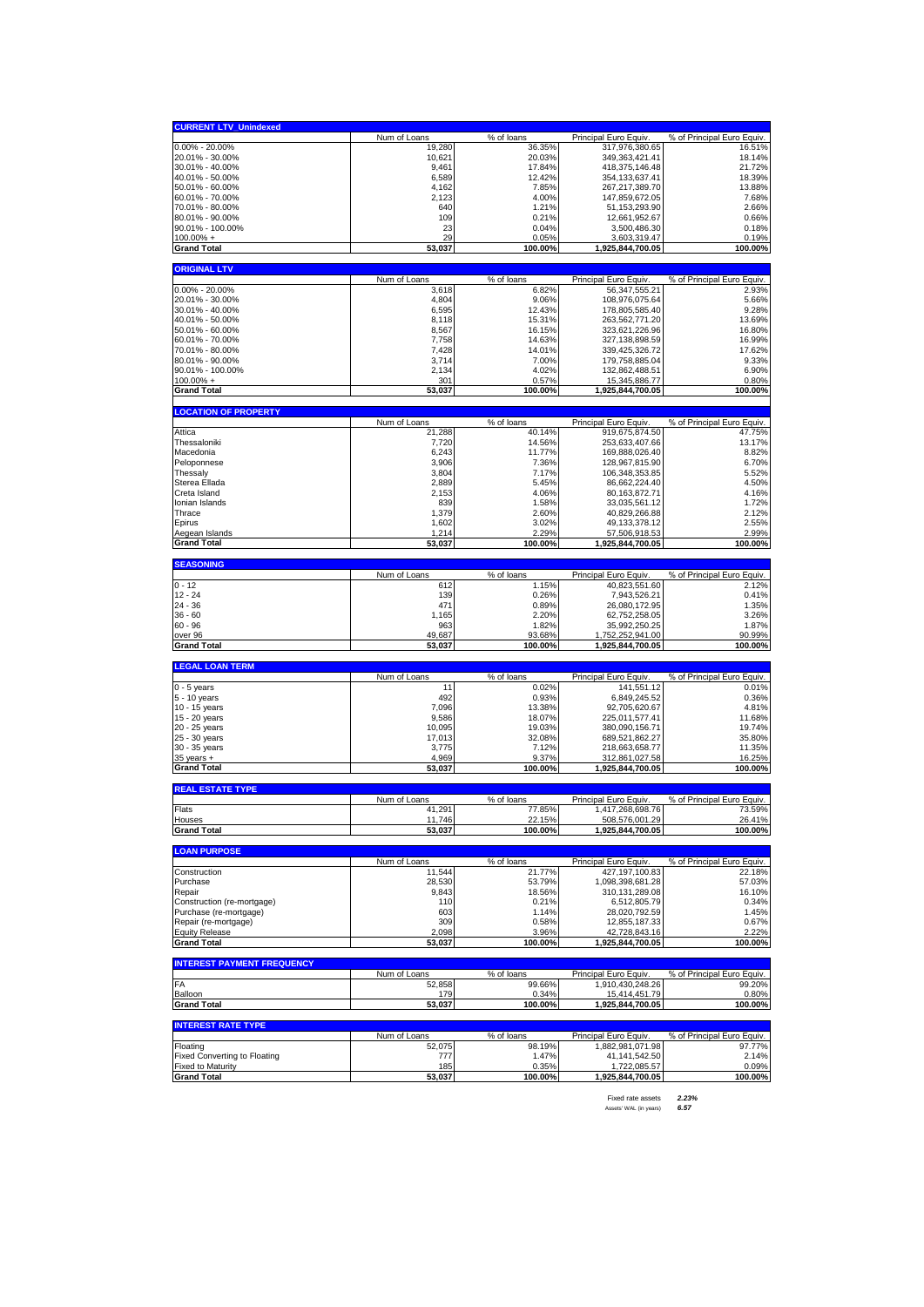## CURRENT LTV_Unindexed

| CURRENT LTV_Unindexed | Num of Loans | % of loans | Principal Euro Equiv. | % of Principal Euro Equiv. |
|---|---|---|---|---|
| 0.00% - 20.00% | 19,280 | 36.35% | 317,976,380.65 | 16.51% |
| 20.01% - 30.00% | 10,621 | 20.03% | 349,363,421.41 | 18.14% |
| 30.01% - 40.00% | 9,461 | 17.84% | 418,375,146.48 | 21.72% |
| 40.01% - 50.00% | 6,589 | 12.42% | 354,133,637.41 | 18.39% |
| 50.01% - 60.00% | 4,162 | 7.85% | 267,217,389.70 | 13.88% |
| 60.01% - 70.00% | 2,123 | 4.00% | 147,859,672.05 | 7.68% |
| 70.01% - 80.00% | 640 | 1.21% | 51,153,293.90 | 2.66% |
| 80.01% - 90.00% | 109 | 0.21% | 12,661,952.67 | 0.66% |
| 90.01% - 100.00% | 23 | 0.04% | 3,500,486.30 | 0.18% |
| 100.00% + | 29 | 0.05% | 3,603,319.47 | 0.19% |
| **Grand Total** | **53,037** | **100.00%** | **1,925,844,700.05** | **100.00%** |

## ORIGINAL LTV

| ORIGINAL LTV | Num of Loans | % of loans | Principal Euro Equiv. | % of Principal Euro Equiv. |
|---|---|---|---|---|
| 0.00% - 20.00% | 3,618 | 6.82% | 56,347,555.21 | 2.93% |
| 20.01% - 30.00% | 4,804 | 9.06% | 108,976,075.64 | 5.66% |
| 30.01% - 40.00% | 6,595 | 12.43% | 178,805,585.40 | 9.28% |
| 40.01% - 50.00% | 8,118 | 15.31% | 263,562,771.20 | 13.69% |
| 50.01% - 60.00% | 8,567 | 16.15% | 323,621,226.96 | 16.80% |
| 60.01% - 70.00% | 7,758 | 14.63% | 327,138,898.59 | 16.99% |
| 70.01% - 80.00% | 7,428 | 14.01% | 339,425,326.72 | 17.62% |
| 80.01% - 90.00% | 3,714 | 7.00% | 179,758,885.04 | 9.33% |
| 90.01% - 100.00% | 2,134 | 4.02% | 132,862,488.51 | 6.90% |
| 100.00% + | 301 | 0.57% | 15,345,886.77 | 0.80% |
| **Grand Total** | **53,037** | **100.00%** | **1,925,844,700.05** | **100.00%** |

## LOCATION OF PROPERTY

| LOCATION OF PROPERTY | Num of Loans | % of loans | Principal Euro Equiv. | % of Principal Euro Equiv. |
|---|---|---|---|---|
| Attica | 21,288 | 40.14% | 919,675,874.50 | 47.75% |
| Thessaloniki | 7,720 | 14.56% | 253,633,407.66 | 13.17% |
| Macedonia | 6,243 | 11.77% | 169,888,026.40 | 8.82% |
| Peloponnese | 3,906 | 7.36% | 128,967,815.90 | 6.70% |
| Thessaly | 3,804 | 7.17% | 106,348,353.85 | 5.52% |
| Sterea Ellada | 2,889 | 5.45% | 86,662,224.40 | 4.50% |
| Creta Island | 2,153 | 4.06% | 80,163,872.71 | 4.16% |
| Ionian Islands | 839 | 1.58% | 33,035,561.12 | 1.72% |
| Thrace | 1,379 | 2.60% | 40,829,266.88 | 2.12% |
| Epirus | 1,602 | 3.02% | 49,133,378.12 | 2.55% |
| Aegean Islands | 1,214 | 2.29% | 57,506,918.53 | 2.99% |
| **Grand Total** | **53,037** | **100.00%** | **1,925,844,700.05** | **100.00%** |

## SEASONING

| SEASONING | Num of Loans | % of loans | Principal Euro Equiv. | % of Principal Euro Equiv. |
|---|---|---|---|---|
| 0 - 12 | 612 | 1.15% | 40,823,551.60 | 2.12% |
| 12 - 24 | 139 | 0.26% | 7,943,526.21 | 0.41% |
| 24 - 36 | 471 | 0.89% | 26,080,172.95 | 1.35% |
| 36 - 60 | 1,165 | 2.20% | 62,752,258.05 | 3.26% |
| 60 - 96 | 963 | 1.82% | 35,992,250.25 | 1.87% |
| over 96 | 49,687 | 93.68% | 1,752,252,941.00 | 90.99% |
| **Grand Total** | **53,037** | **100.00%** | **1,925,844,700.05** | **100.00%** |

## LEGAL LOAN TERM

| LEGAL LOAN TERM | Num of Loans | % of loans | Principal Euro Equiv. | % of Principal Euro Equiv. |
|---|---|---|---|---|
| 0 - 5 years | 11 | 0.02% | 141,551.12 | 0.01% |
| 5 - 10 years | 492 | 0.93% | 6,849,245.52 | 0.36% |
| 10 - 15 years | 7,096 | 13.38% | 92,705,620.67 | 4.81% |
| 15 - 20 years | 9,586 | 18.07% | 225,011,577.41 | 11.68% |
| 20 - 25 years | 10,095 | 19.03% | 380,090,156.71 | 19.74% |
| 25 - 30 years | 17,013 | 32.08% | 689,521,862.27 | 35.80% |
| 30 - 35 years | 3,775 | 7.12% | 218,663,658.77 | 11.35% |
| 35 years + | 4,969 | 9.37% | 312,861,027.58 | 16.25% |
| **Grand Total** | **53,037** | **100.00%** | **1,925,844,700.05** | **100.00%** |

## REAL ESTATE TYPE

| REAL ESTATE TYPE | Num of Loans | % of loans | Principal Euro Equiv. | % of Principal Euro Equiv. |
|---|---|---|---|---|
| Flats | 41,291 | 77.85% | 1,417,268,698.76 | 73.59% |
| Houses | 11,746 | 22.15% | 508,576,001.29 | 26.41% |
| **Grand Total** | **53,037** | **100.00%** | **1,925,844,700.05** | **100.00%** |

## LOAN PURPOSE

| LOAN PURPOSE | Num of Loans | % of loans | Principal Euro Equiv. | % of Principal Euro Equiv. |
|---|---|---|---|---|
| Construction | 11,544 | 21.77% | 427,197,100.83 | 22.18% |
| Purchase | 28,530 | 53.79% | 1,098,398,681.28 | 57.03% |
| Repair | 9,843 | 18.56% | 310,131,289.08 | 16.10% |
| Construction (re-mortgage) | 110 | 0.21% | 6,512,805.79 | 0.34% |
| Purchase (re-mortgage) | 603 | 1.14% | 28,020,792.59 | 1.45% |
| Repair (re-mortgage) | 309 | 0.58% | 12,855,187.33 | 0.67% |
| Equity Release | 2,098 | 3.96% | 42,728,843.16 | 2.22% |
| **Grand Total** | **53,037** | **100.00%** | **1,925,844,700.05** | **100.00%** |

## INTEREST PAYMENT FREQUENCY

| INTEREST PAYMENT FREQUENCY | Num of Loans | % of loans | Principal Euro Equiv. | % of Principal Euro Equiv. |
|---|---|---|---|---|
| FA | 52,858 | 99.66% | 1,910,430,248.26 | 99.20% |
| Balloon | 179 | 0.34% | 15,414,451.79 | 0.80% |
| **Grand Total** | **53,037** | **100.00%** | **1,925,844,700.05** | **100.00%** |

## INTEREST RATE TYPE

| INTEREST RATE TYPE | Num of Loans | % of loans | Principal Euro Equiv. | % of Principal Euro Equiv. |
|---|---|---|---|---|
| Floating | 52,075 | 98.19% | 1,882,981,071.98 | 97.77% |
| Fixed Converting to Floating | 777 | 1.47% | 41,141,542.50 | 2.14% |
| Fixed to Maturity | 185 | 0.35% | 1,722,085.57 | 0.09% |
| **Grand Total** | **53,037** | **100.00%** | **1,925,844,700.05** | **100.00%** |

Fixed rate assets ***2.23%***

Assets' WAL (in years) ***6.57***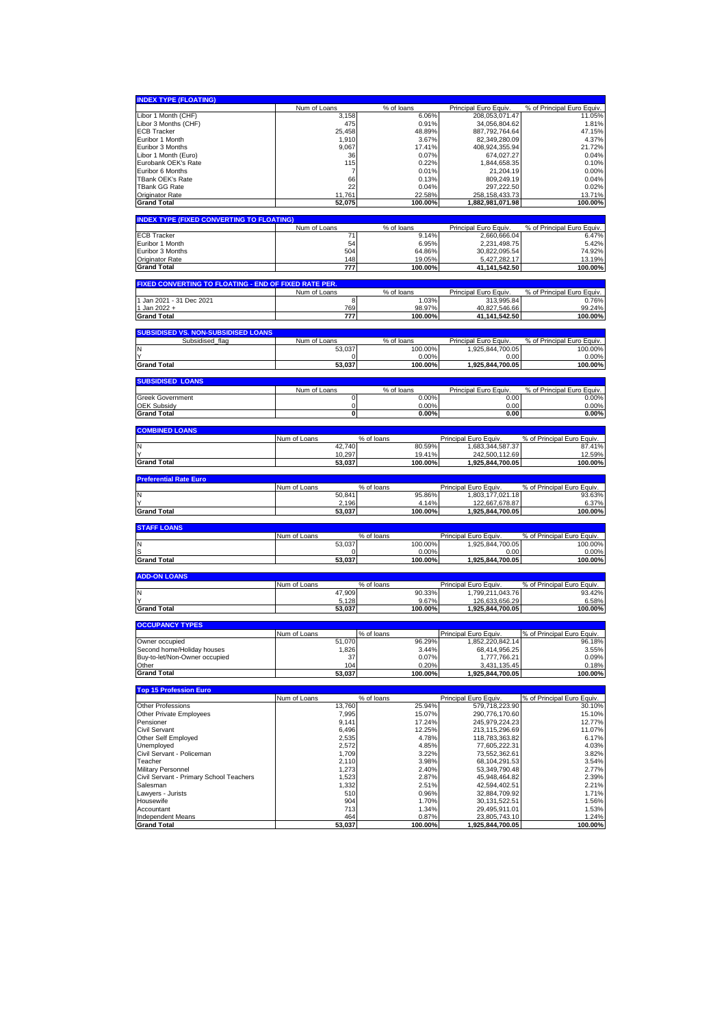| INDEX TYPE (FLOATING) | Num of Loans | % of loans | Principal Euro Equiv. | % of Principal Euro Equiv. |
|---|---|---|---|---|
| Libor 1 Month (CHF) | 3,158 | 6.06% | 208,053,071.47 | 11.05% |
| Libor 3 Months (CHF) | 475 | 0.91% | 34,056,804.62 | 1.81% |
| ECB Tracker | 25,458 | 48.89% | 887,792,764.64 | 47.15% |
| Euribor 1 Month | 1,910 | 3.67% | 82,349,280.09 | 4.37% |
| Euribor 3 Months | 9,067 | 17.41% | 408,924,355.94 | 21.72% |
| Libor 1 Month (Euro) | 36 | 0.07% | 674,027.27 | 0.04% |
| Eurobank OEK's Rate | 115 | 0.22% | 1,844,658.35 | 0.10% |
| Euribor 6 Months | 7 | 0.01% | 21,204.19 | 0.00% |
| TBank OEK's Rate | 66 | 0.13% | 809,249.19 | 0.04% |
| TBank GG Rate | 22 | 0.04% | 297,222.50 | 0.02% |
| Originator Rate | 11,761 | 22.58% | 258,158,433.73 | 13.71% |
| **Grand Total** | **52,075** | **100.00%** | **1,882,981,071.98** | **100.00%** |

| INDEX TYPE (FIXED CONVERTING TO FLOATING) | Num of Loans | % of loans | Principal Euro Equiv. | % of Principal Euro Equiv. |
|---|---|---|---|---|
| ECB Tracker | 71 | 9.14% | 2,660,666.04 | 6.47% |
| Euribor 1 Month | 54 | 6.95% | 2,231,498.75 | 5.42% |
| Euribor 3 Months | 504 | 64.86% | 30,822,095.54 | 74.92% |
| Originator Rate | 148 | 19.05% | 5,427,282.17 | 13.19% |
| **Grand Total** | **777** | **100.00%** | **41,141,542.50** | **100.00%** |

| FIXED CONVERTING TO FLOATING - END OF FIXED RATE PER. | Num of Loans | % of loans | Principal Euro Equiv. | % of Principal Euro Equiv. |
|---|---|---|---|---|
| 1 Jan 2021 - 31 Dec 2021 | 8 | 1.03% | 313,995.84 | 0.76% |
| 1 Jan 2022 + | 769 | 98.97% | 40,827,546.66 | 99.24% |
| **Grand Total** | **777** | **100.00%** | **41,141,542.50** | **100.00%** |

| SUBSIDISED VS. NON-SUBSIDISED LOANS | | | | |
|---|---|---|---|---|
| Subsidised_flag | Num of Loans | % of loans | Principal Euro Equiv. | % of Principal Euro Equiv. |
| N | 53,037 | 100.00% | 1,925,844,700.05 | 100.00% |
| Y | 0 | 0.00% | 0.00 | 0.00% |
| **Grand Total** | **53,037** | **100.00%** | **1,925,844,700.05** | **100.00%** |

| SUBSIDISED LOANS | Num of Loans | % of loans | Principal Euro Equiv. | % of Principal Euro Equiv. |
|---|---|---|---|---|
| Greek Government | 0 | 0.00% | 0.00 | 0.00% |
| OEK Subsidy | 0 | 0.00% | 0.00 | 0.00% |
| **Grand Total** | **0** | **0.00%** | **0.00** | **0.00%** |

| COMBINED LOANS | Num of Loans | % of loans | Principal Euro Equiv. | % of Principal Euro Equiv. |
|---|---|---|---|---|
| N | 42,740 | 80.59% | 1,683,344,587.37 | 87.41% |
| Y | 10,297 | 19.41% | 242,500,112.69 | 12.59% |
| **Grand Total** | **53,037** | **100.00%** | **1,925,844,700.05** | **100.00%** |

| Preferential Rate Euro | Num of Loans | % of loans | Principal Euro Equiv. | % of Principal Euro Equiv. |
|---|---|---|---|---|
| N | 50,841 | 95.86% | 1,803,177,021.18 | 93.63% |
| Y | 2,196 | 4.14% | 122,667,678.87 | 6.37% |
| **Grand Total** | **53,037** | **100.00%** | **1,925,844,700.05** | **100.00%** |

| STAFF LOANS | Num of Loans | % of loans | Principal Euro Equiv. | % of Principal Euro Equiv. |
|---|---|---|---|---|
| N | 53,037 | 100.00% | 1,925,844,700.05 | 100.00% |
| S | 0 | 0.00% | 0.00 | 0.00% |
| **Grand Total** | **53,037** | **100.00%** | **1,925,844,700.05** | **100.00%** |

| ADD-ON LOANS | Num of Loans | % of loans | Principal Euro Equiv. | % of Principal Euro Equiv. |
|---|---|---|---|---|
| N | 47,909 | 90.33% | 1,799,211,043.76 | 93.42% |
| Y | 5,128 | 9.67% | 126,633,656.29 | 6.58% |
| **Grand Total** | **53,037** | **100.00%** | **1,925,844,700.05** | **100.00%** |

| OCCUPANCY TYPES | Num of Loans | % of loans | Principal Euro Equiv. | % of Principal Euro Equiv. |
|---|---|---|---|---|
| Owner occupied | 51,070 | 96.29% | 1,852,220,842.14 | 96.18% |
| Second home/Holiday houses | 1,826 | 3.44% | 68,414,956.25 | 3.55% |
| Buy-to-let/Non-Owner occupied | 37 | 0.07% | 1,777,766.21 | 0.09% |
| Other | 104 | 0.20% | 3,431,135.45 | 0.18% |
| **Grand Total** | **53,037** | **100.00%** | **1,925,844,700.05** | **100.00%** |

| Top 15 Profession Euro | Num of Loans | % of loans | Principal Euro Equiv. | % of Principal Euro Equiv. |
|---|---|---|---|---|
| Other Professions | 13,760 | 25.94% | 579,718,223.90 | 30.10% |
| Other Private Employees | 7,995 | 15.07% | 290,776,170.60 | 15.10% |
| Pensioner | 9,141 | 17.24% | 245,979,224.23 | 12.77% |
| Civil Servant | 6,496 | 12.25% | 213,115,296.69 | 11.07% |
| Other Self Employed | 2,535 | 4.78% | 118,783,363.82 | 6.17% |
| Unemployed | 2,572 | 4.85% | 77,605,222.31 | 4.03% |
| Civil Servant - Policeman | 1,709 | 3.22% | 73,552,362.61 | 3.82% |
| Teacher | 2,110 | 3.98% | 68,104,291.53 | 3.54% |
| Military Personnel | 1,273 | 2.40% | 53,349,790.48 | 2.77% |
| Civil Servant - Primary School Teachers | 1,523 | 2.87% | 45,948,464.82 | 2.39% |
| Salesman | 1,332 | 2.51% | 42,594,402.51 | 2.21% |
| Lawyers - Jurists | 510 | 0.96% | 32,884,709.92 | 1.71% |
| Housewife | 904 | 1.70% | 30,131,522.51 | 1.56% |
| Accountant | 713 | 1.34% | 29,495,911.01 | 1.53% |
| Independent Means | 464 | 0.87% | 23,805,743.10 | 1.24% |
| **Grand Total** | **53,037** | **100.00%** | **1,925,844,700.05** | **100.00%** |